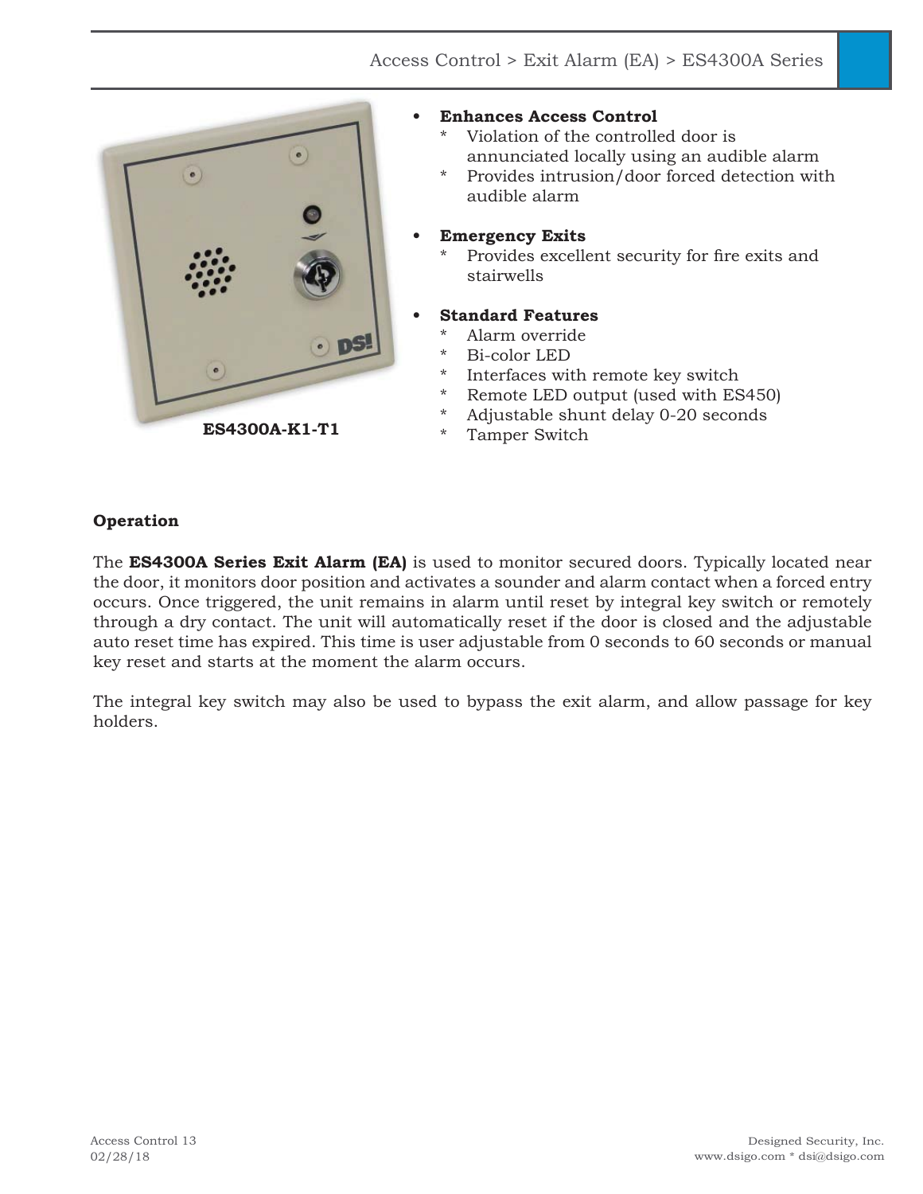Access Control > Exit Alarm (EA) > ES4300A Series

ES4300A-K1-T1

- **Enhances Access Control**
  - Violation of the controlled door is annunciated locally using an audible alarm
  - Provides intrusion/door forced detection with audible alarm
- **Emergency Exits**
  - Provides excellent security for fire exits and stairwells
- **Standard Features**
  - Alarm override
  - Bi-color LED
  - Interfaces with remote key switch
  - Remote LED output (used with ES450)
  - Adjustable shunt delay 0-20 seconds
  - Tamper Switch

**Operation**

The **ES4300A Series Exit Alarm (EA)** is used to monitor secured doors. Typically located near the door, it monitors door position and activates a sounder and alarm contact when a forced entry occurs. Once triggered, the unit remains in alarm until reset by integral key switch or remotely through a dry contact. The unit will automatically reset if the door is closed and the adjustable auto reset time has expired. This time is user adjustable from 0 seconds to 60 seconds or manual key reset and starts at the moment the alarm occurs.

The integral key switch may also be used to bypass the exit alarm, and allow passage for key holders.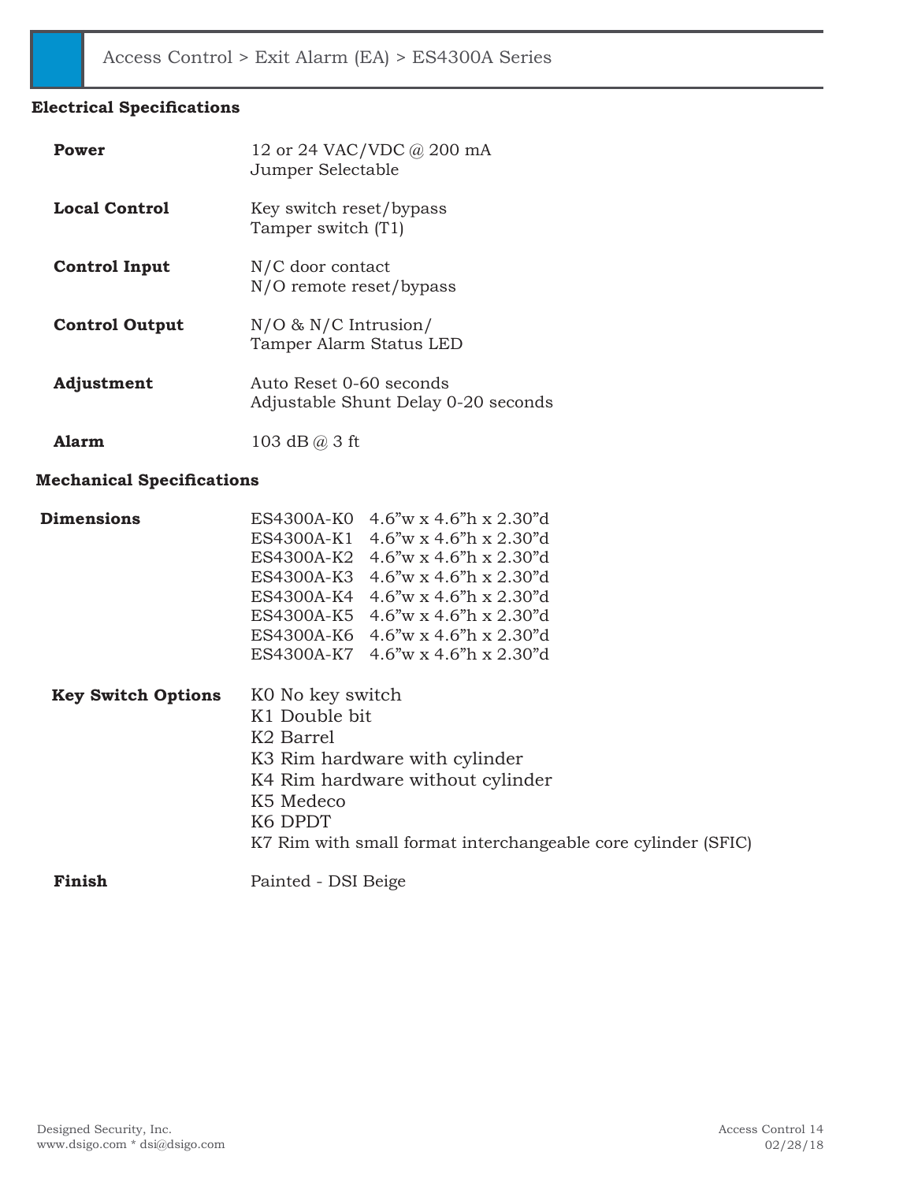Access Control > Exit Alarm (EA) > ES4300A Series

## Electrical Specifications

| | |
|---|---|
| **Power** | 12 or 24 VAC/VDC @ 200 mA<br>Jumper Selectable |
| **Local Control** | Key switch reset/bypass<br>Tamper switch (T1) |
| **Control Input** | N/C door contact<br>N/O remote reset/bypass |
| **Control Output** | N/O & N/C Intrusion/<br>Tamper Alarm Status LED |
| **Adjustment** | Auto Reset 0-60 seconds<br>Adjustable Shunt Delay 0-20 seconds |
| **Alarm** | 103 dB @ 3 ft |

## Mechanical Specifications

**Dimensions**

| Model | Dimensions |
|---|---|
| ES4300A-K0 | 4.6"w x 4.6"h x 2.30"d |
| ES4300A-K1 | 4.6"w x 4.6"h x 2.30"d |
| ES4300A-K2 | 4.6"w x 4.6"h x 2.30"d |
| ES4300A-K3 | 4.6"w x 4.6"h x 2.30"d |
| ES4300A-K4 | 4.6"w x 4.6"h x 2.30"d |
| ES4300A-K5 | 4.6"w x 4.6"h x 2.30"d |
| ES4300A-K6 | 4.6"w x 4.6"h x 2.30"d |
| ES4300A-K7 | 4.6"w x 4.6"h x 2.30"d |

**Key Switch Options**

- K0 No key switch
- K1 Double bit
- K2 Barrel
- K3 Rim hardware with cylinder
- K4 Rim hardware without cylinder
- K5 Medeco
- K6 DPDT
- K7 Rim with small format interchangeable core cylinder (SFIC)

**Finish** Painted - DSI Beige

Designed Security, Inc.
www.dsigo.com * dsi@dsigo.com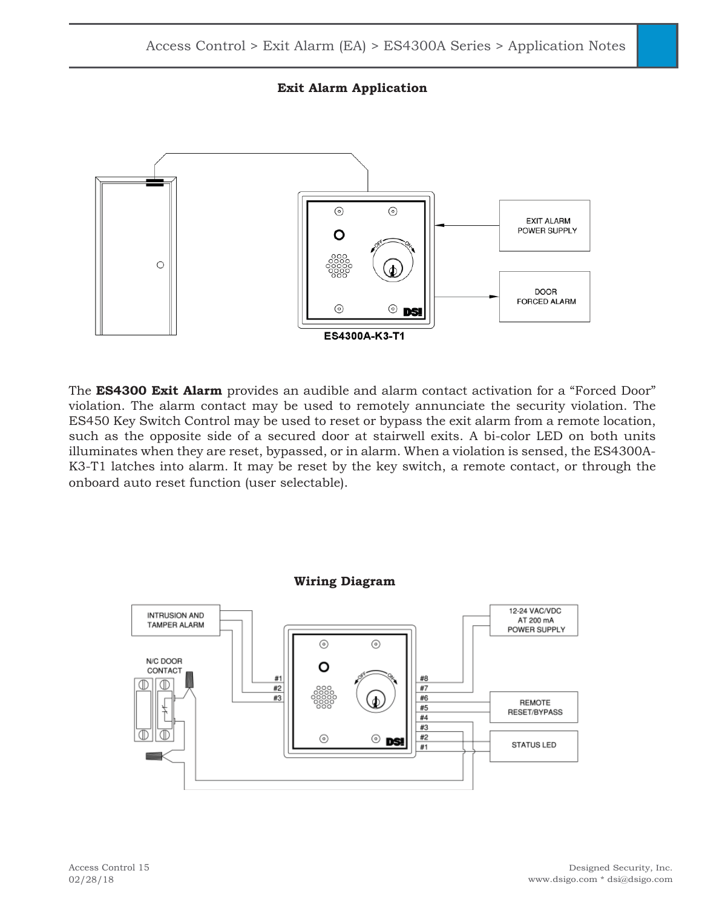## Exit Alarm Application

The **ES4300 Exit Alarm** provides an audible and alarm contact activation for a “Forced Door” violation. The alarm contact may be used to remotely annunciate the security violation. The ES450 Key Switch Control may be used to reset or bypass the exit alarm from a remote location, such as the opposite side of a secured door at stairwell exits. A bi-color LED on both units illuminates when they are reset, bypassed, or in alarm. When a violation is sensed, the ES4300A-K3-T1 latches into alarm. It may be reset by the key switch, a remote contact, or through the onboard auto reset function (user selectable).

## Wiring Diagram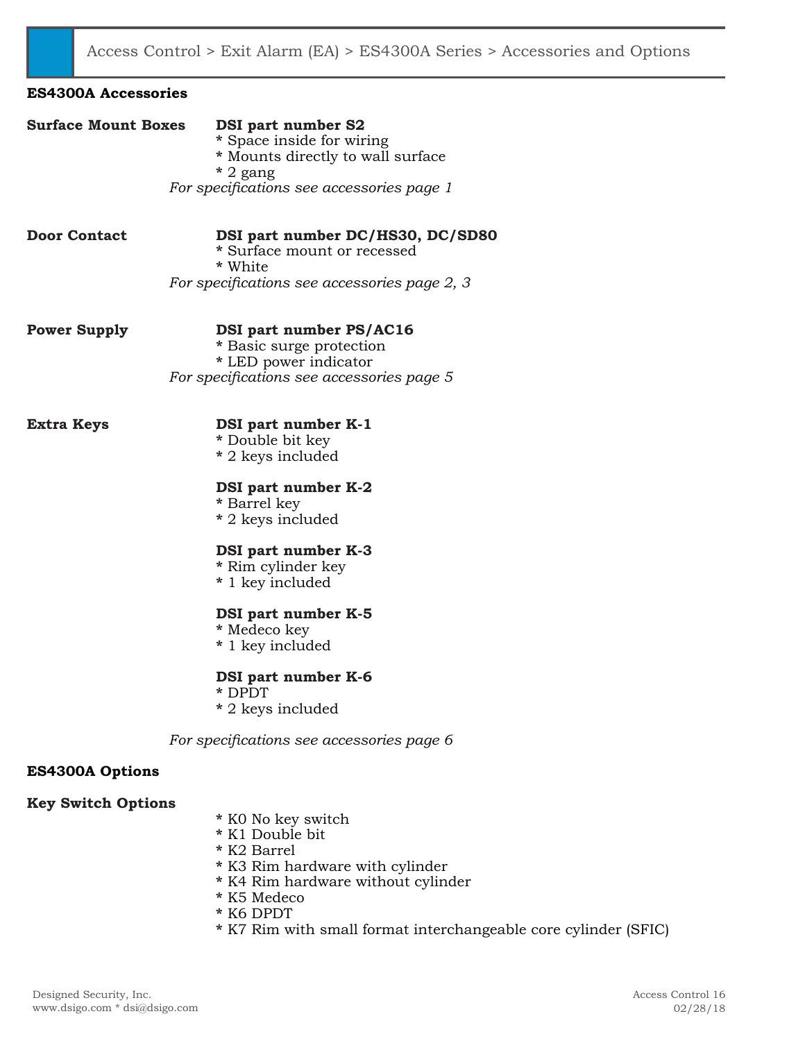Access Control > Exit Alarm (EA) > ES4300A Series > Accessories and Options

## ES4300A Accessories

**Surface Mount Boxes**

**DSI part number S2**

* Space inside for wiring
* Mounts directly to wall surface
* 2 gang

*For specifications see accessories page 1*

**Door Contact**

**DSI part number DC/HS30, DC/SD80**

* Surface mount or recessed
* White

*For specifications see accessories page 2, 3*

**Power Supply**

**DSI part number PS/AC16**

* Basic surge protection
* LED power indicator

*For specifications see accessories page 5*

**Extra Keys**

**DSI part number K-1**

* Double bit key
* 2 keys included

**DSI part number K-2**

* Barrel key
* 2 keys included

**DSI part number K-3**

* Rim cylinder key
* 1 key included

**DSI part number K-5**

* Medeco key
* 1 key included

**DSI part number K-6**

* DPDT
* 2 keys included

*For specifications see accessories page 6*

## ES4300A Options

**Key Switch Options**

* K0 No key switch
* K1 Double bit
* K2 Barrel
* K3 Rim hardware with cylinder
* K4 Rim hardware without cylinder
* K5 Medeco
* K6 DPDT
* K7 Rim with small format interchangeable core cylinder (SFIC)

Designed Security, Inc.
www.dsigo.com * dsi@dsigo.com

Access Control 16
02/28/18